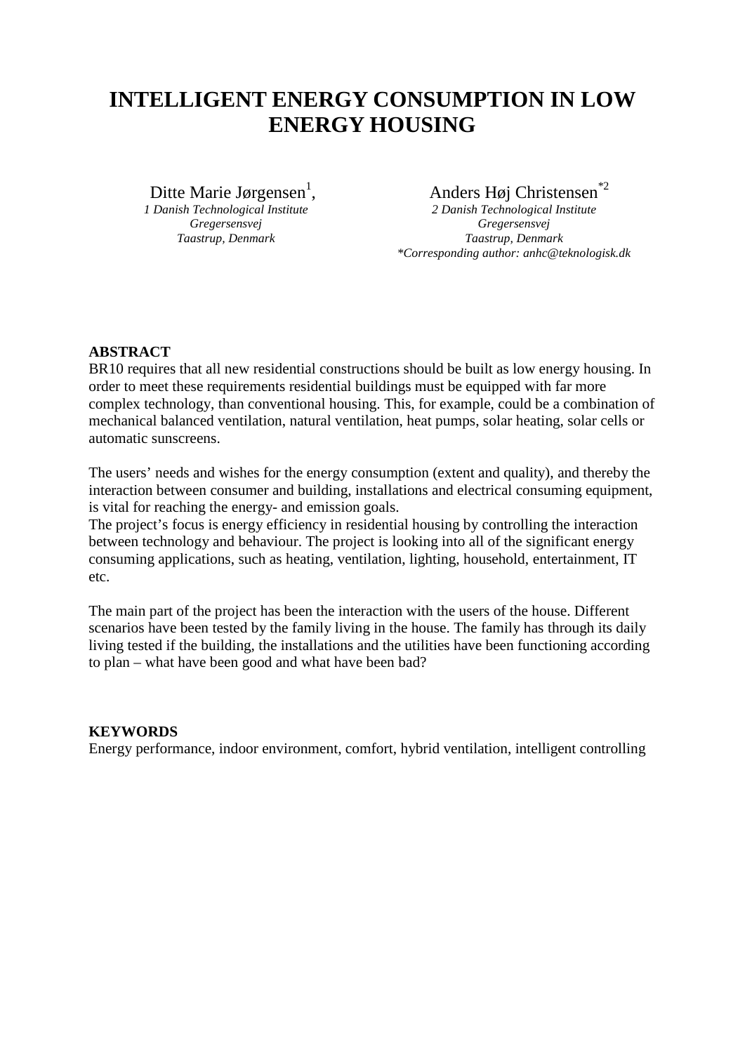# INTELLIGENT ENERGY CONSUMPTION IN LOW ENERGY HOUSING

Ditte Marie Jørgensen[1],
*1 Danish Technological Institute*
*Gregersensvej*
*Taastrup, Denmark*

Anders Høj Christensen[*2]
*2 Danish Technological Institute*
*Gregersensvej*
*Taastrup, Denmark*
*\*Corresponding author: anhc@teknologisk.dk*

## ABSTRACT

BR10 requires that all new residential constructions should be built as low energy housing. In order to meet these requirements residential buildings must be equipped with far more complex technology, than conventional housing. This, for example, could be a combination of mechanical balanced ventilation, natural ventilation, heat pumps, solar heating, solar cells or automatic sunscreens.

The users' needs and wishes for the energy consumption (extent and quality), and thereby the interaction between consumer and building, installations and electrical consuming equipment, is vital for reaching the energy- and emission goals.
The project's focus is energy efficiency in residential housing by controlling the interaction between technology and behaviour. The project is looking into all of the significant energy consuming applications, such as heating, ventilation, lighting, household, entertainment, IT etc.

The main part of the project has been the interaction with the users of the house. Different scenarios have been tested by the family living in the house. The family has through its daily living tested if the building, the installations and the utilities have been functioning according to plan – what have been good and what have been bad?

## KEYWORDS

Energy performance, indoor environment, comfort, hybrid ventilation, intelligent controlling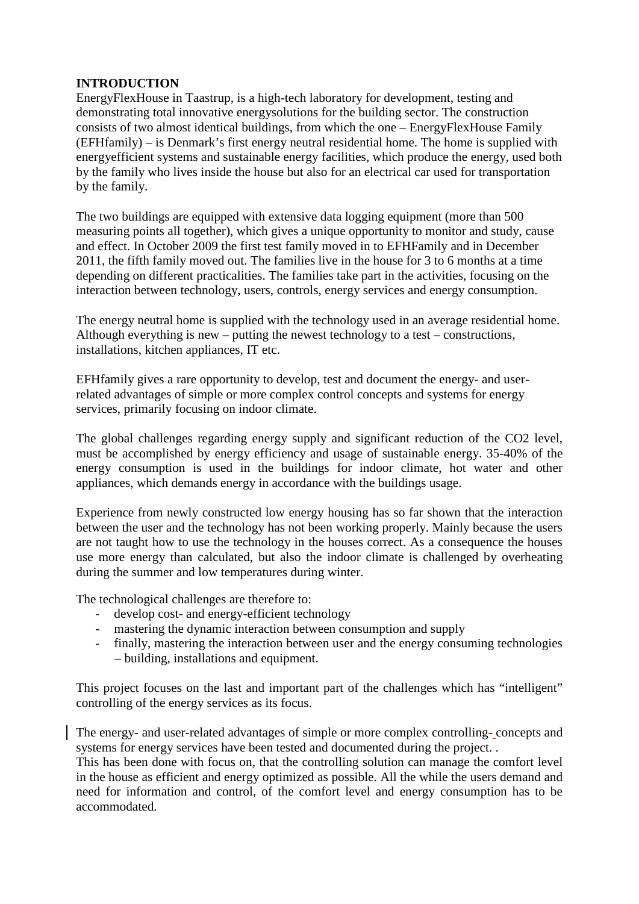**INTRODUCTION**

EnergyFlexHouse in Taastrup, is a high-tech laboratory for development, testing and demonstrating total innovative energysolutions for the building sector. The construction consists of two almost identical buildings, from which the one – EnergyFlexHouse Family (EFHfamily) – is Denmark's first energy neutral residential home. The home is supplied with energyefficient systems and sustainable energy facilities, which produce the energy, used both by the family who lives inside the house but also for an electrical car used for transportation by the family.

The two buildings are equipped with extensive data logging equipment (more than 500 measuring points all together), which gives a unique opportunity to monitor and study, cause and effect. In October 2009 the first test family moved in to EFHFamily and in December 2011, the fifth family moved out. The families live in the house for 3 to 6 months at a time depending on different practicalities. The families take part in the activities, focusing on the interaction between technology, users, controls, energy services and energy consumption.

The energy neutral home is supplied with the technology used in an average residential home. Although everything is new – putting the newest technology to a test – constructions, installations, kitchen appliances, IT etc.

EFHfamily gives a rare opportunity to develop, test and document the energy- and user-related advantages of simple or more complex control concepts and systems for energy services, primarily focusing on indoor climate.

The global challenges regarding energy supply and significant reduction of the $CO_2$ level, must be accomplished by energy efficiency and usage of sustainable energy. 35-40% of the energy consumption is used in the buildings for indoor climate, hot water and other appliances, which demands energy in accordance with the buildings usage.

Experience from newly constructed low energy housing has so far shown that the interaction between the user and the technology has not been working properly. Mainly because the users are not taught how to use the technology in the houses correct. As a consequence the houses use more energy than calculated, but also the indoor climate is challenged by overheating during the summer and low temperatures during winter.

The technological challenges are therefore to:

- develop cost- and energy-efficient technology
- mastering the dynamic interaction between consumption and supply
- finally, mastering the interaction between user and the energy consuming technologies – building, installations and equipment.

This project focuses on the last and important part of the challenges which has "intelligent" controlling of the energy services as its focus.

The energy- and user-related advantages of simple or more complex controlling- concepts and systems for energy services have been tested and documented during the project. .
This has been done with focus on, that the controlling solution can manage the comfort level in the house as efficient and energy optimized as possible. All the while the users demand and need for information and control, of the comfort level and energy consumption has to be accommodated.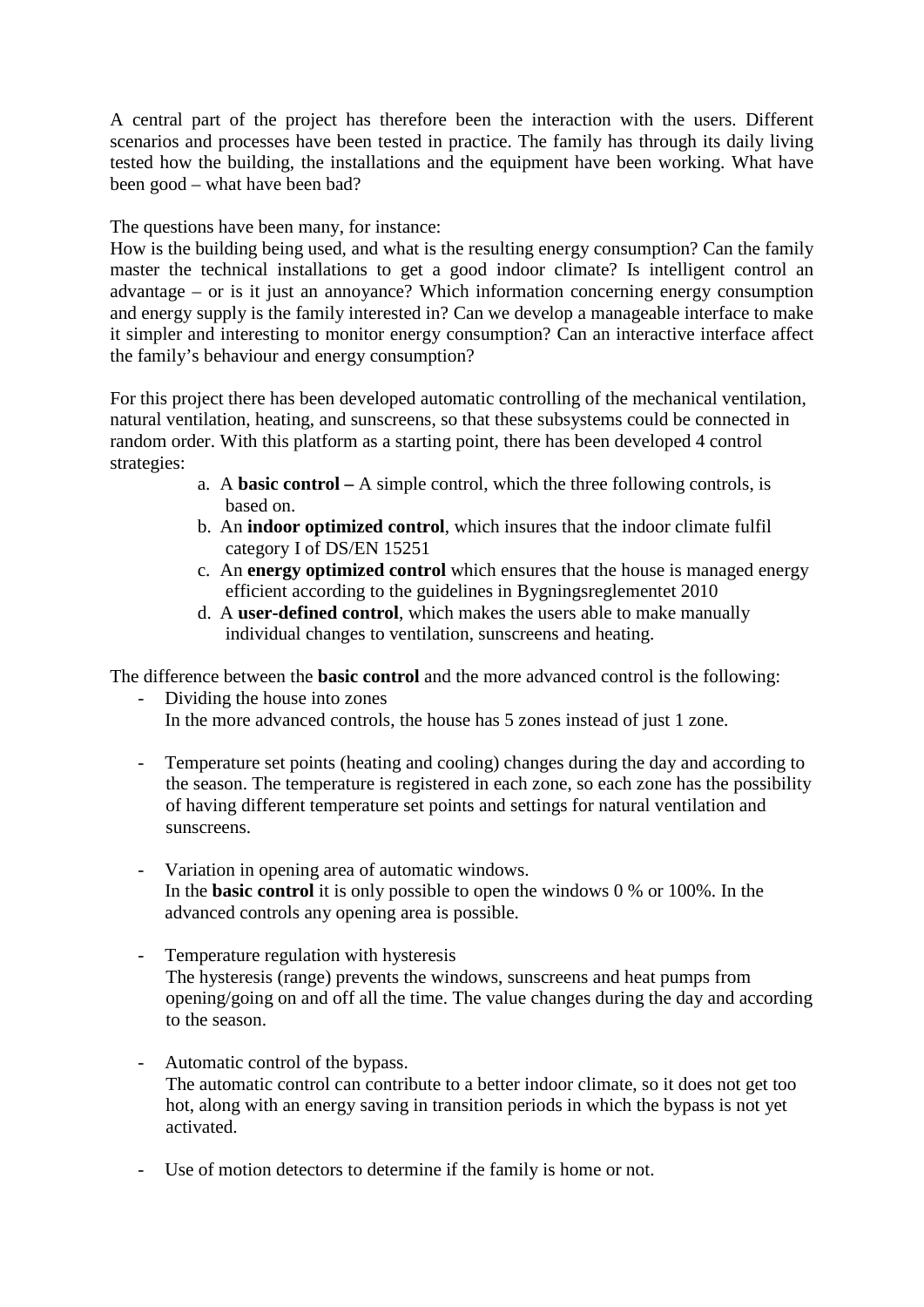A central part of the project has therefore been the interaction with the users. Different scenarios and processes have been tested in practice. The family has through its daily living tested how the building, the installations and the equipment have been working. What have been good – what have been bad?

The questions have been many, for instance:
How is the building being used, and what is the resulting energy consumption? Can the family master the technical installations to get a good indoor climate? Is intelligent control an advantage – or is it just an annoyance? Which information concerning energy consumption and energy supply is the family interested in? Can we develop a manageable interface to make it simpler and interesting to monitor energy consumption? Can an interactive interface affect the family's behaviour and energy consumption?

For this project there has been developed automatic controlling of the mechanical ventilation, natural ventilation, heating, and sunscreens, so that these subsystems could be connected in random order. With this platform as a starting point, there has been developed 4 control strategies:

a. A **basic control –** A simple control, which the three following controls, is based on.
b. An **indoor optimized control**, which insures that the indoor climate fulfil category I of DS/EN 15251
c. An **energy optimized control** which ensures that the house is managed energy efficient according to the guidelines in Bygningsreglementet 2010
d. A **user-defined control**, which makes the users able to make manually individual changes to ventilation, sunscreens and heating.

The difference between the **basic control** and the more advanced control is the following:

- Dividing the house into zones
  In the more advanced controls, the house has 5 zones instead of just 1 zone.

- Temperature set points (heating and cooling) changes during the day and according to the season. The temperature is registered in each zone, so each zone has the possibility of having different temperature set points and settings for natural ventilation and sunscreens.

- Variation in opening area of automatic windows.
  In the **basic control** it is only possible to open the windows 0 % or 100%. In the advanced controls any opening area is possible.

- Temperature regulation with hysteresis
  The hysteresis (range) prevents the windows, sunscreens and heat pumps from opening/going on and off all the time. The value changes during the day and according to the season.

- Automatic control of the bypass.
  The automatic control can contribute to a better indoor climate, so it does not get too hot, along with an energy saving in transition periods in which the bypass is not yet activated.

- Use of motion detectors to determine if the family is home or not.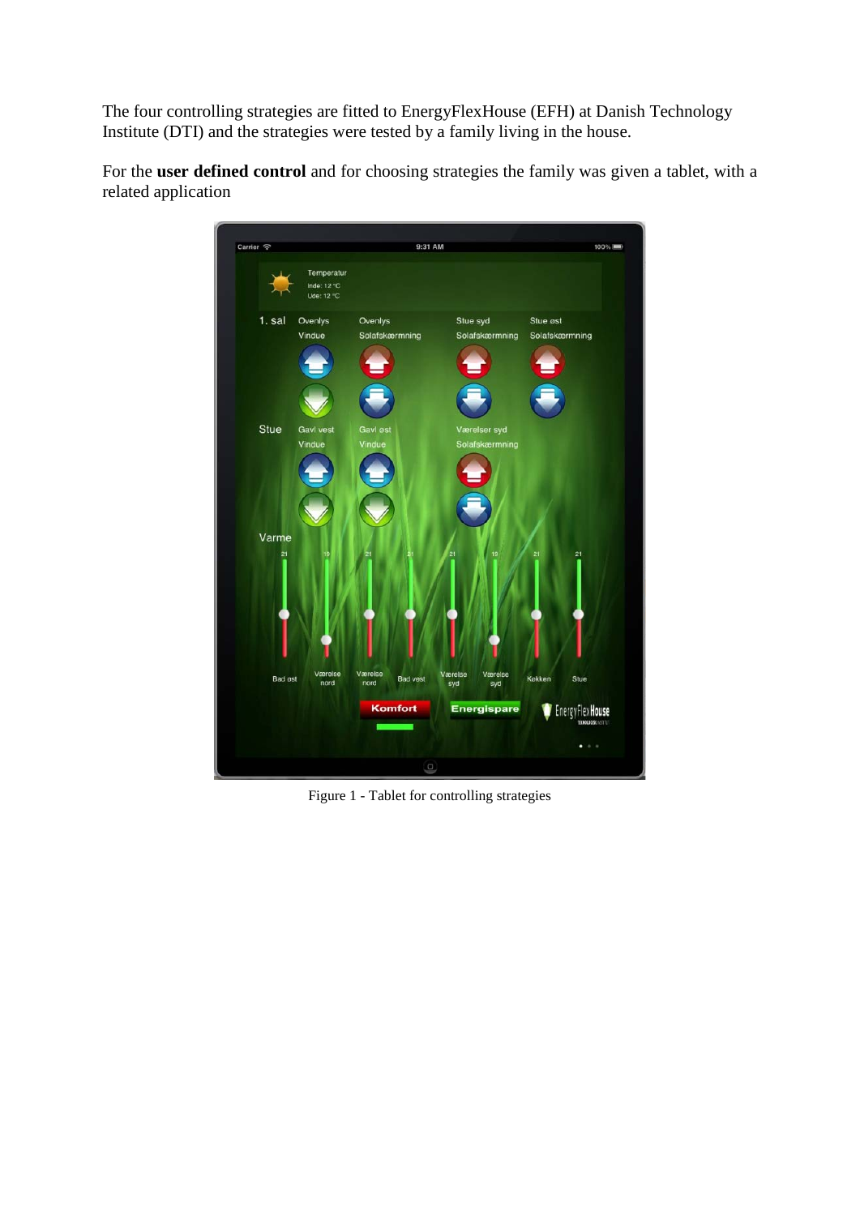The four controlling strategies are fitted to EnergyFlexHouse (EFH) at Danish Technology Institute (DTI) and the strategies were tested by a family living in the house.

For the **user defined control** and for choosing strategies the family was given a tablet, with a related application

Figure 1 - Tablet for controlling strategies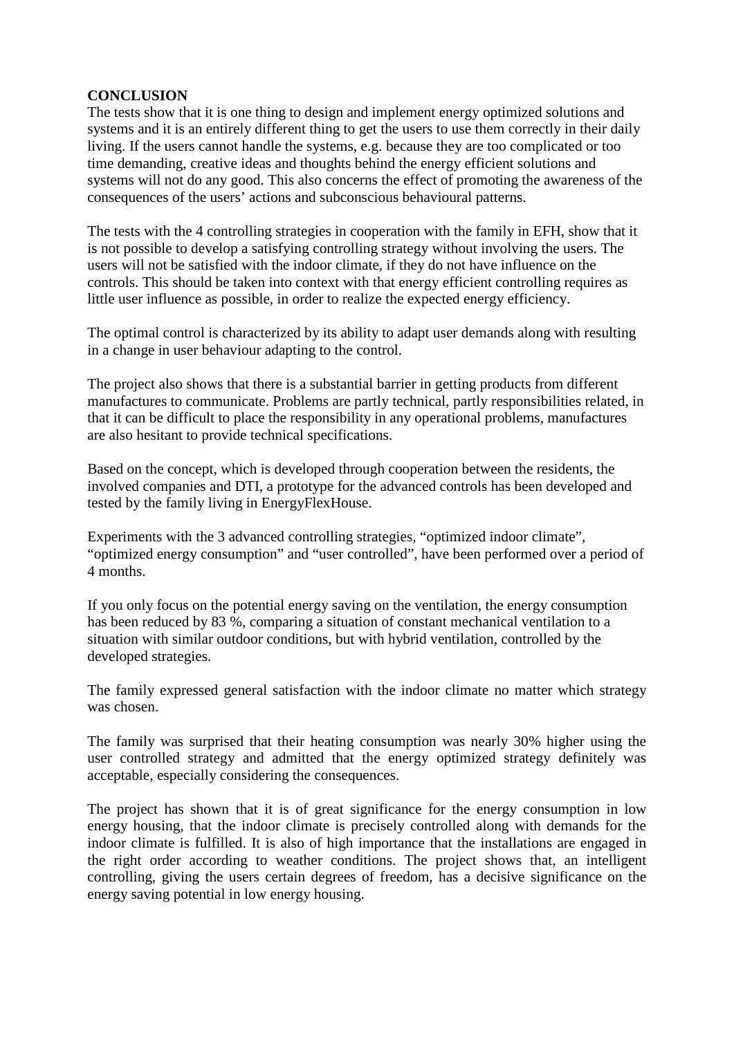**CONCLUSION**

The tests show that it is one thing to design and implement energy optimized solutions and systems and it is an entirely different thing to get the users to use them correctly in their daily living. If the users cannot handle the systems, e.g. because they are too complicated or too time demanding, creative ideas and thoughts behind the energy efficient solutions and systems will not do any good. This also concerns the effect of promoting the awareness of the consequences of the users' actions and subconscious behavioural patterns.

The tests with the 4 controlling strategies in cooperation with the family in EFH, show that it is not possible to develop a satisfying controlling strategy without involving the users. The users will not be satisfied with the indoor climate, if they do not have influence on the controls. This should be taken into context with that energy efficient controlling requires as little user influence as possible, in order to realize the expected energy efficiency.

The optimal control is characterized by its ability to adapt user demands along with resulting in a change in user behaviour adapting to the control.

The project also shows that there is a substantial barrier in getting products from different manufactures to communicate. Problems are partly technical, partly responsibilities related, in that it can be difficult to place the responsibility in any operational problems, manufactures are also hesitant to provide technical specifications.

Based on the concept, which is developed through cooperation between the residents, the involved companies and DTI, a prototype for the advanced controls has been developed and tested by the family living in EnergyFlexHouse.

Experiments with the 3 advanced controlling strategies, "optimized indoor climate", "optimized energy consumption" and "user controlled", have been performed over a period of 4 months.

If you only focus on the potential energy saving on the ventilation, the energy consumption has been reduced by 83 %, comparing a situation of constant mechanical ventilation to a situation with similar outdoor conditions, but with hybrid ventilation, controlled by the developed strategies.

The family expressed general satisfaction with the indoor climate no matter which strategy was chosen.

The family was surprised that their heating consumption was nearly 30% higher using the user controlled strategy and admitted that the energy optimized strategy definitely was acceptable, especially considering the consequences.

The project has shown that it is of great significance for the energy consumption in low energy housing, that the indoor climate is precisely controlled along with demands for the indoor climate is fulfilled. It is also of high importance that the installations are engaged in the right order according to weather conditions. The project shows that, an intelligent controlling, giving the users certain degrees of freedom, has a decisive significance on the energy saving potential in low energy housing.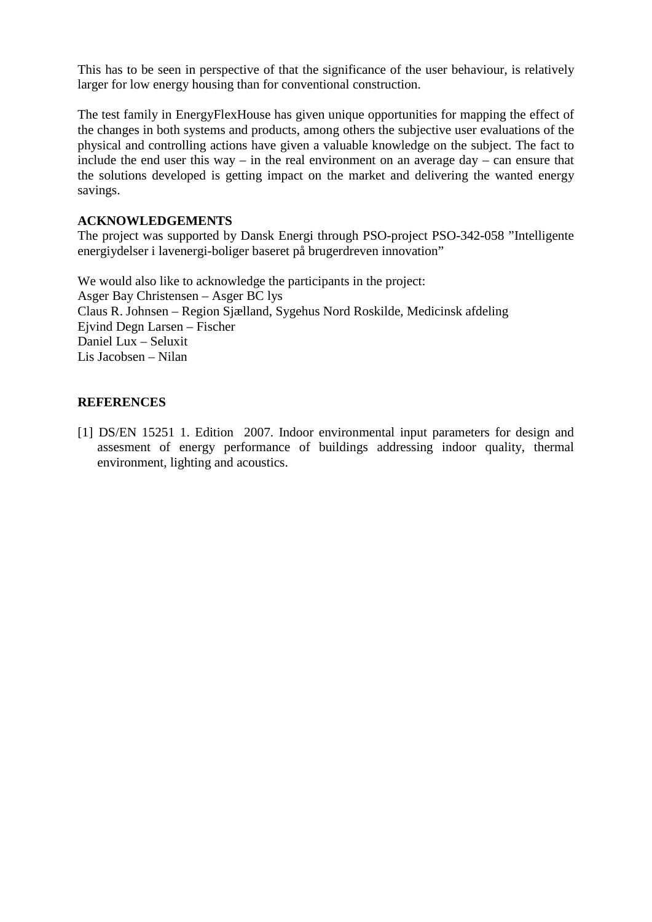This has to be seen in perspective of that the significance of the user behaviour, is relatively larger for low energy housing than for conventional construction.

The test family in EnergyFlexHouse has given unique opportunities for mapping the effect of the changes in both systems and products, among others the subjective user evaluations of the physical and controlling actions have given a valuable knowledge on the subject. The fact to include the end user this way – in the real environment on an average day – can ensure that the solutions developed is getting impact on the market and delivering the wanted energy savings.

## ACKNOWLEDGEMENTS

The project was supported by Dansk Energi through PSO-project PSO-342-058 ”Intelligente energiydelser i lavenergi-boliger baseret på brugerdreven innovation”

We would also like to acknowledge the participants in the project:
Asger Bay Christensen – Asger BC lys
Claus R. Johnsen – Region Sjælland, Sygehus Nord Roskilde, Medicinsk afdeling
Ejvind Degn Larsen – Fischer
Daniel Lux – Seluxit
Lis Jacobsen – Nilan

## REFERENCES

[1] DS/EN 15251 1. Edition 2007. Indoor environmental input parameters for design and assesment of energy performance of buildings addressing indoor quality, thermal environment, lighting and acoustics.